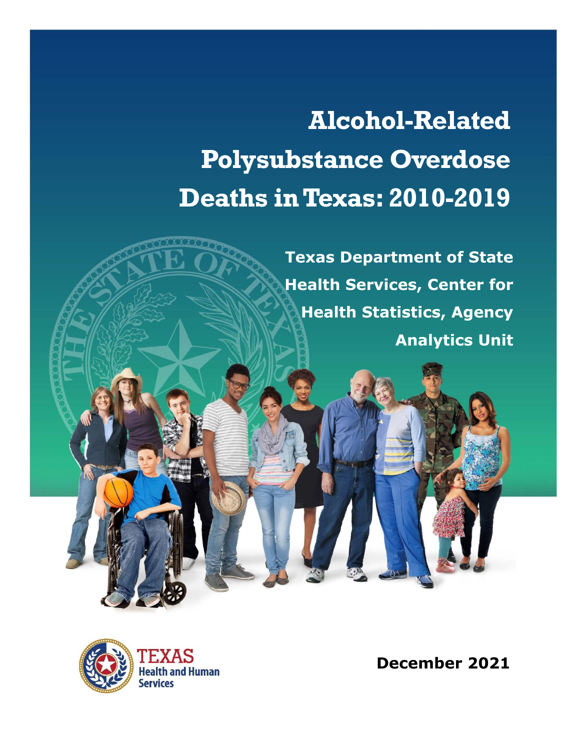# Alcohol-Related Polysubstance Overdose Deaths in Texas: 2010-2019

**Texas Department of State Health Services, Center for Health Statistics, Agency Analytics Unit**

TEXAS Health and Human Services

**December 2021**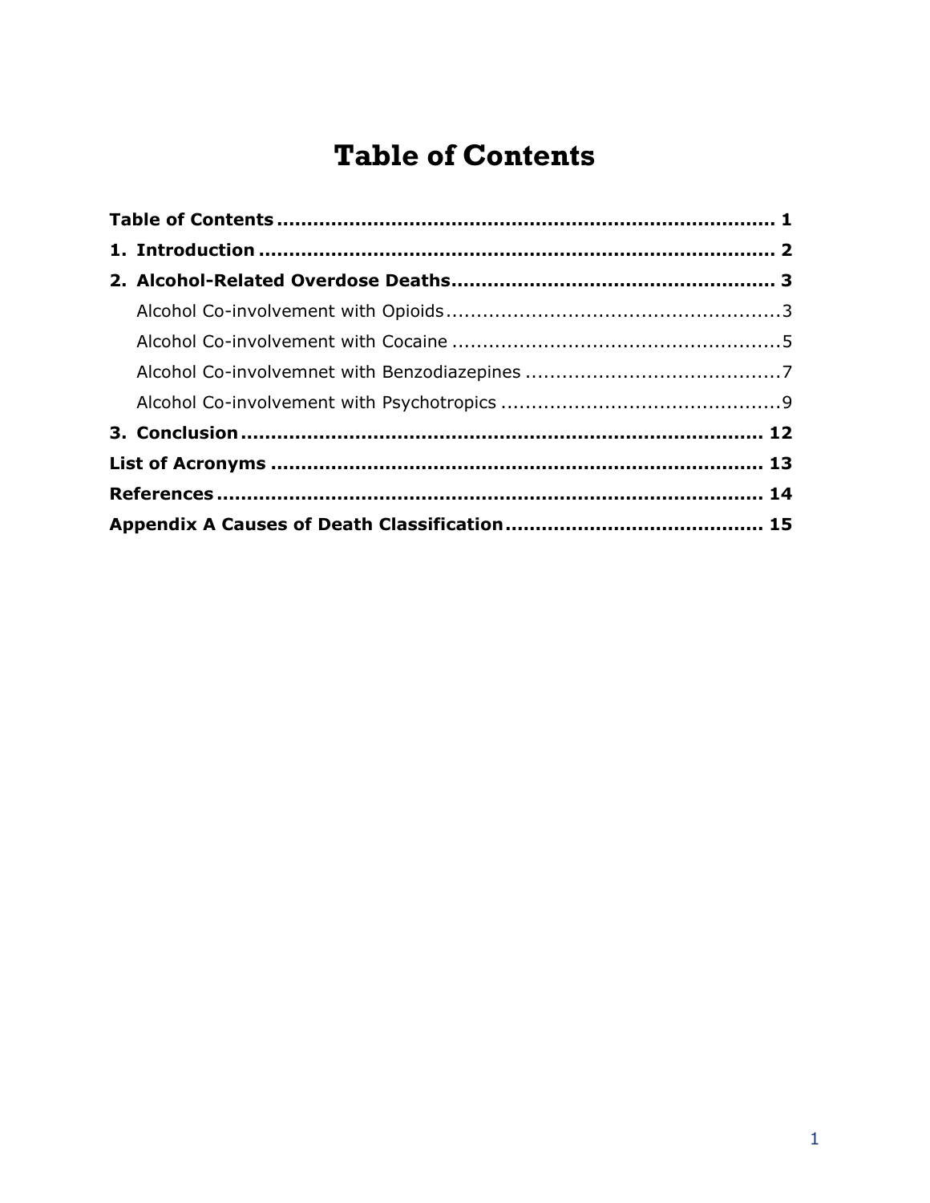# Table of Contents

**Table of Contents** ................................................................................. **1**

**1. Introduction** ................................................................................. **2**

**2. Alcohol-Related Overdose Deaths** ................................................................................. **3**

- Alcohol Co-involvement with Opioids ................................................................................. 3
- Alcohol Co-involvement with Cocaine ................................................................................. 5
- Alcohol Co-involvemnet with Benzodiazepines ................................................................................. 7
- Alcohol Co-involvement with Psychotropics ................................................................................. 9

**3. Conclusion** ................................................................................. **12**

**List of Acronyms** ................................................................................. **13**

**References** ................................................................................. **14**

**Appendix A Causes of Death Classification** ................................................................................. **15**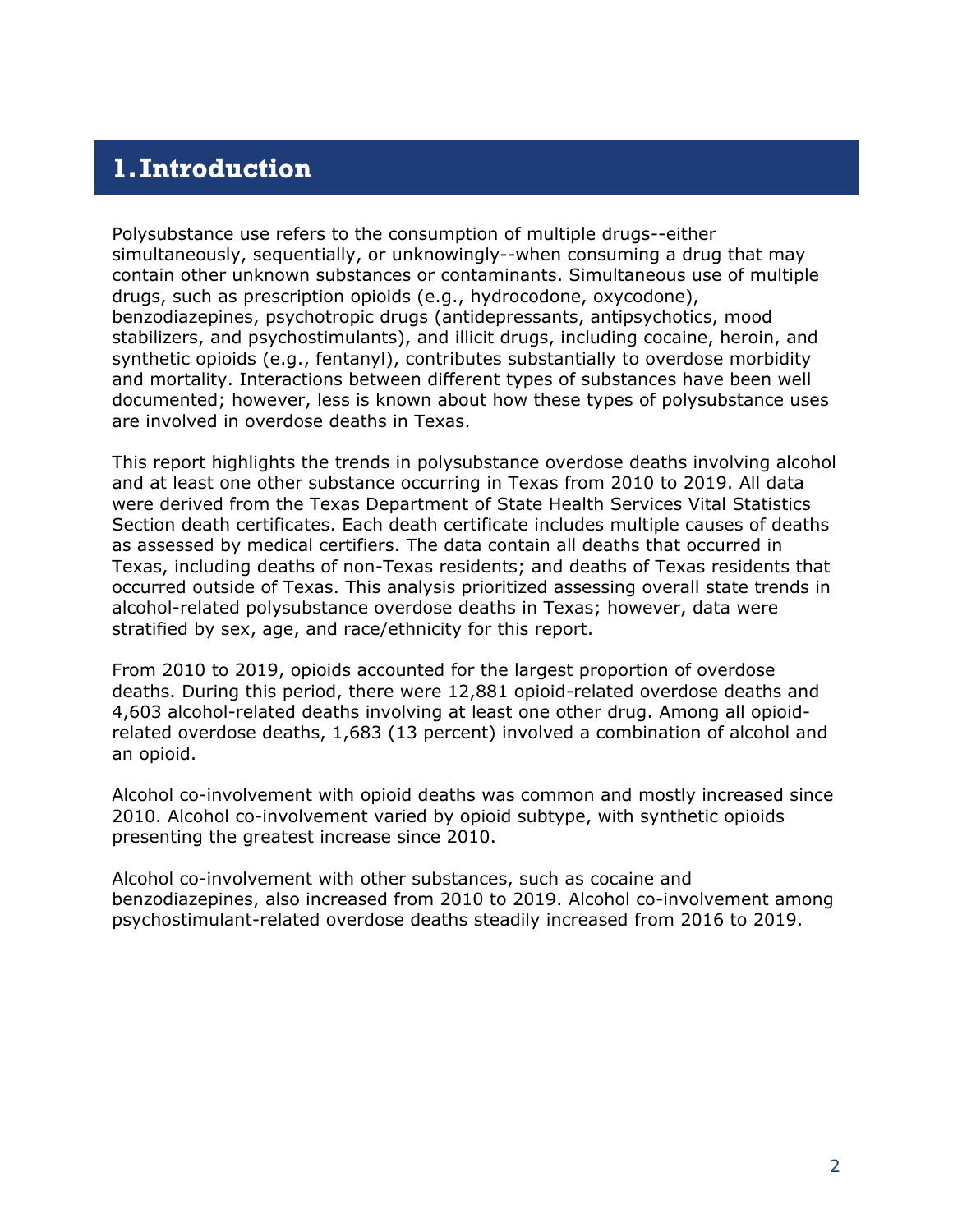# 1. Introduction

Polysubstance use refers to the consumption of multiple drugs--either simultaneously, sequentially, or unknowingly--when consuming a drug that may contain other unknown substances or contaminants. Simultaneous use of multiple drugs, such as prescription opioids (e.g., hydrocodone, oxycodone), benzodiazepines, psychotropic drugs (antidepressants, antipsychotics, mood stabilizers, and psychostimulants), and illicit drugs, including cocaine, heroin, and synthetic opioids (e.g., fentanyl), contributes substantially to overdose morbidity and mortality. Interactions between different types of substances have been well documented; however, less is known about how these types of polysubstance uses are involved in overdose deaths in Texas.

This report highlights the trends in polysubstance overdose deaths involving alcohol and at least one other substance occurring in Texas from 2010 to 2019. All data were derived from the Texas Department of State Health Services Vital Statistics Section death certificates. Each death certificate includes multiple causes of deaths as assessed by medical certifiers. The data contain all deaths that occurred in Texas, including deaths of non-Texas residents; and deaths of Texas residents that occurred outside of Texas. This analysis prioritized assessing overall state trends in alcohol-related polysubstance overdose deaths in Texas; however, data were stratified by sex, age, and race/ethnicity for this report.

From 2010 to 2019, opioids accounted for the largest proportion of overdose deaths. During this period, there were 12,881 opioid-related overdose deaths and 4,603 alcohol-related deaths involving at least one other drug. Among all opioid-related overdose deaths, 1,683 (13 percent) involved a combination of alcohol and an opioid.

Alcohol co-involvement with opioid deaths was common and mostly increased since 2010. Alcohol co-involvement varied by opioid subtype, with synthetic opioids presenting the greatest increase since 2010.

Alcohol co-involvement with other substances, such as cocaine and benzodiazepines, also increased from 2010 to 2019. Alcohol co-involvement among psychostimulant-related overdose deaths steadily increased from 2016 to 2019.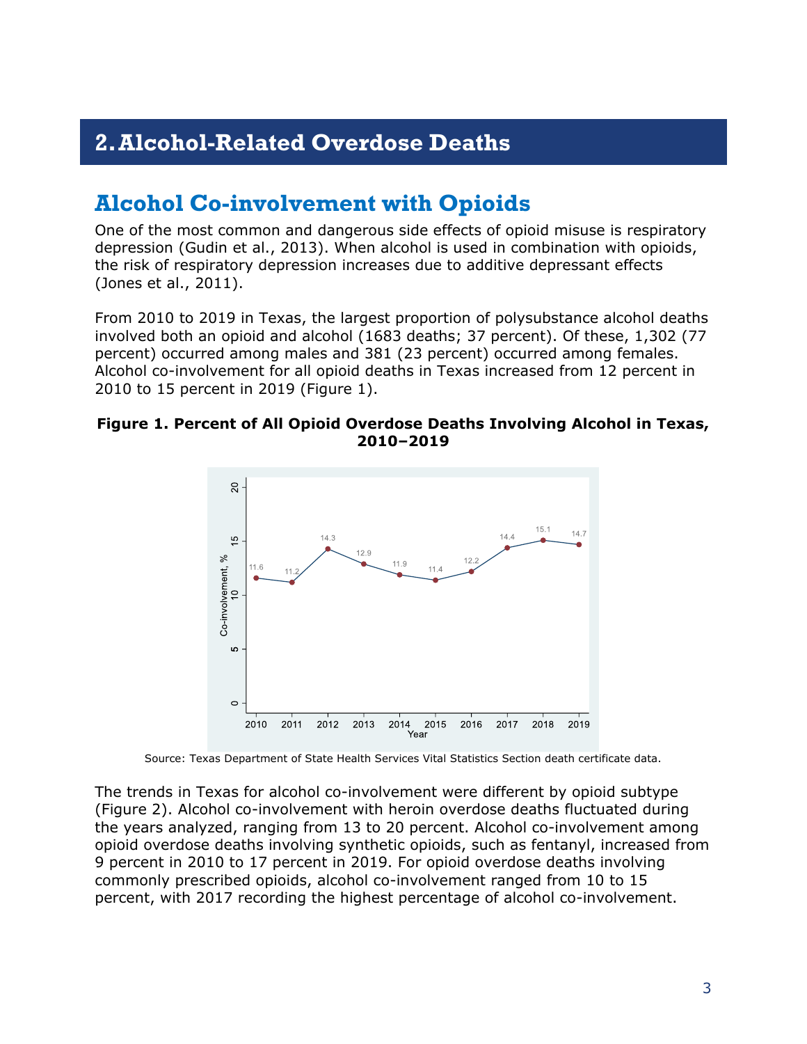# 2. Alcohol-Related Overdose Deaths

## Alcohol Co-involvement with Opioids

One of the most common and dangerous side effects of opioid misuse is respiratory depression (Gudin et al., 2013). When alcohol is used in combination with opioids, the risk of respiratory depression increases due to additive depressant effects (Jones et al., 2011).

From 2010 to 2019 in Texas, the largest proportion of polysubstance alcohol deaths involved both an opioid and alcohol (1683 deaths; 37 percent). Of these, 1,302 (77 percent) occurred among males and 381 (23 percent) occurred among females. Alcohol co-involvement for all opioid deaths in Texas increased from 12 percent in 2010 to 15 percent in 2019 (Figure 1).

**Figure 1. Percent of All Opioid Overdose Deaths Involving Alcohol in Texas, 2010–2019**

| Year | Co-involvement, % |
|---|---|
| 2010 | 11.6 |
| 2011 | 11.2 |
| 2012 | 14.3 |
| 2013 | 12.9 |
| 2014 | 11.9 |
| 2015 | 11.4 |
| 2016 | 12.2 |
| 2017 | 14.4 |
| 2018 | 15.1 |
| 2019 | 14.7 |

Source: Texas Department of State Health Services Vital Statistics Section death certificate data.

The trends in Texas for alcohol co-involvement were different by opioid subtype (Figure 2). Alcohol co-involvement with heroin overdose deaths fluctuated during the years analyzed, ranging from 13 to 20 percent. Alcohol co-involvement among opioid overdose deaths involving synthetic opioids, such as fentanyl, increased from 9 percent in 2010 to 17 percent in 2019. For opioid overdose deaths involving commonly prescribed opioids, alcohol co-involvement ranged from 10 to 15 percent, with 2017 recording the highest percentage of alcohol co-involvement.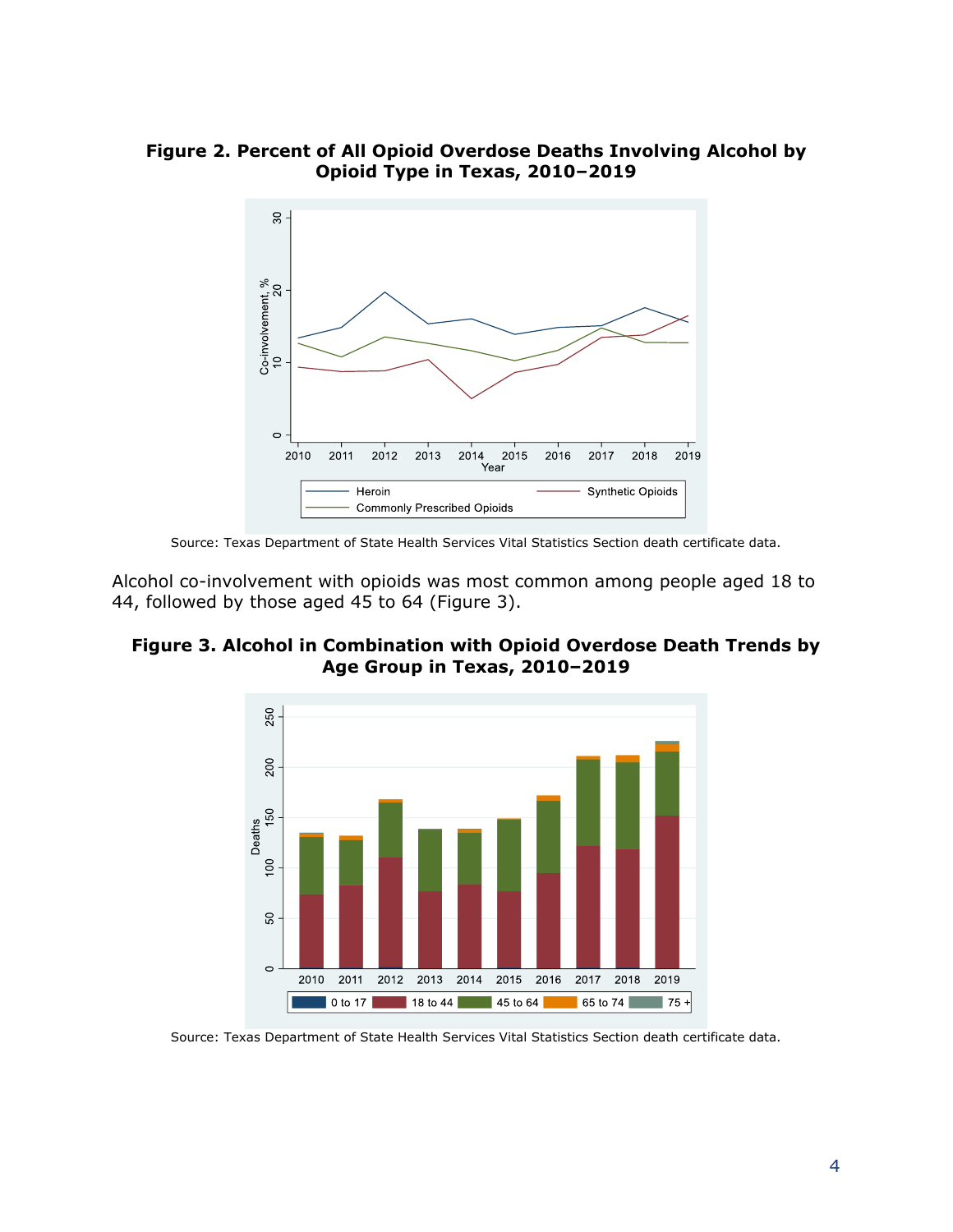**Figure 2. Percent of All Opioid Overdose Deaths Involving Alcohol by Opioid Type in Texas, 2010–2019**

Source: Texas Department of State Health Services Vital Statistics Section death certificate data.

Alcohol co-involvement with opioids was most common among people aged 18 to 44, followed by those aged 45 to 64 (Figure 3).

**Figure 3. Alcohol in Combination with Opioid Overdose Death Trends by Age Group in Texas, 2010–2019**

Source: Texas Department of State Health Services Vital Statistics Section death certificate data.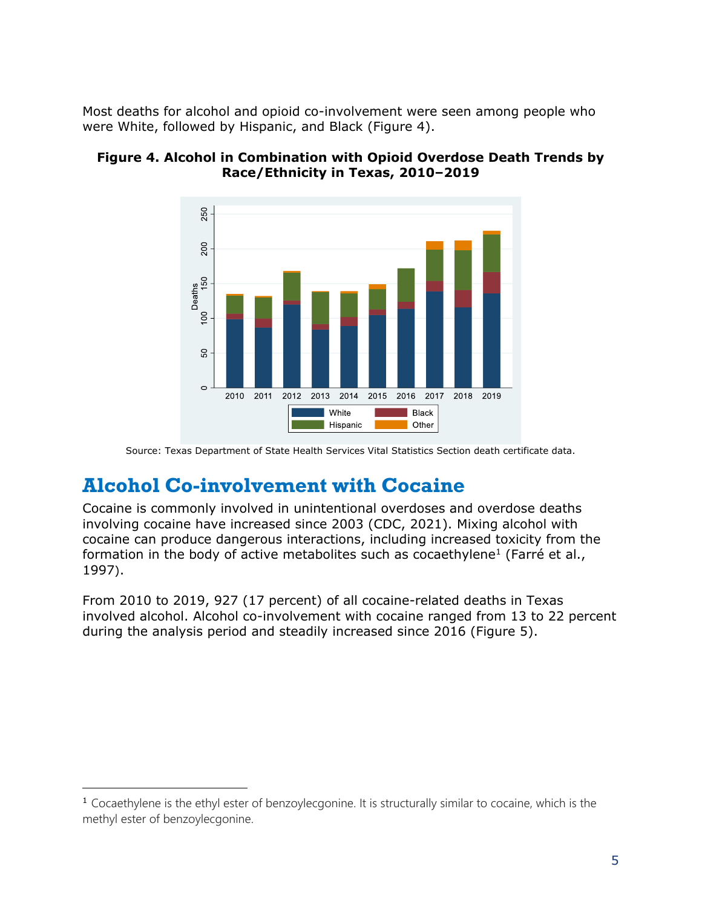Most deaths for alcohol and opioid co-involvement were seen among people who were White, followed by Hispanic, and Black (Figure 4).

**Figure 4. Alcohol in Combination with Opioid Overdose Death Trends by Race/Ethnicity in Texas, 2010–2019**

Source: Texas Department of State Health Services Vital Statistics Section death certificate data.

## Alcohol Co-involvement with Cocaine

Cocaine is commonly involved in unintentional overdoses and overdose deaths involving cocaine have increased since 2003 (CDC, 2021). Mixing alcohol with cocaine can produce dangerous interactions, including increased toxicity from the formation in the body of active metabolites such as cocaethylene[1] (Farré et al., 1997).

From 2010 to 2019, 927 (17 percent) of all cocaine-related deaths in Texas involved alcohol. Alcohol co-involvement with cocaine ranged from 13 to 22 percent during the analysis period and steadily increased since 2016 (Figure 5).

[1] Cocaethylene is the ethyl ester of benzoylecgonine. It is structurally similar to cocaine, which is the methyl ester of benzoylecgonine.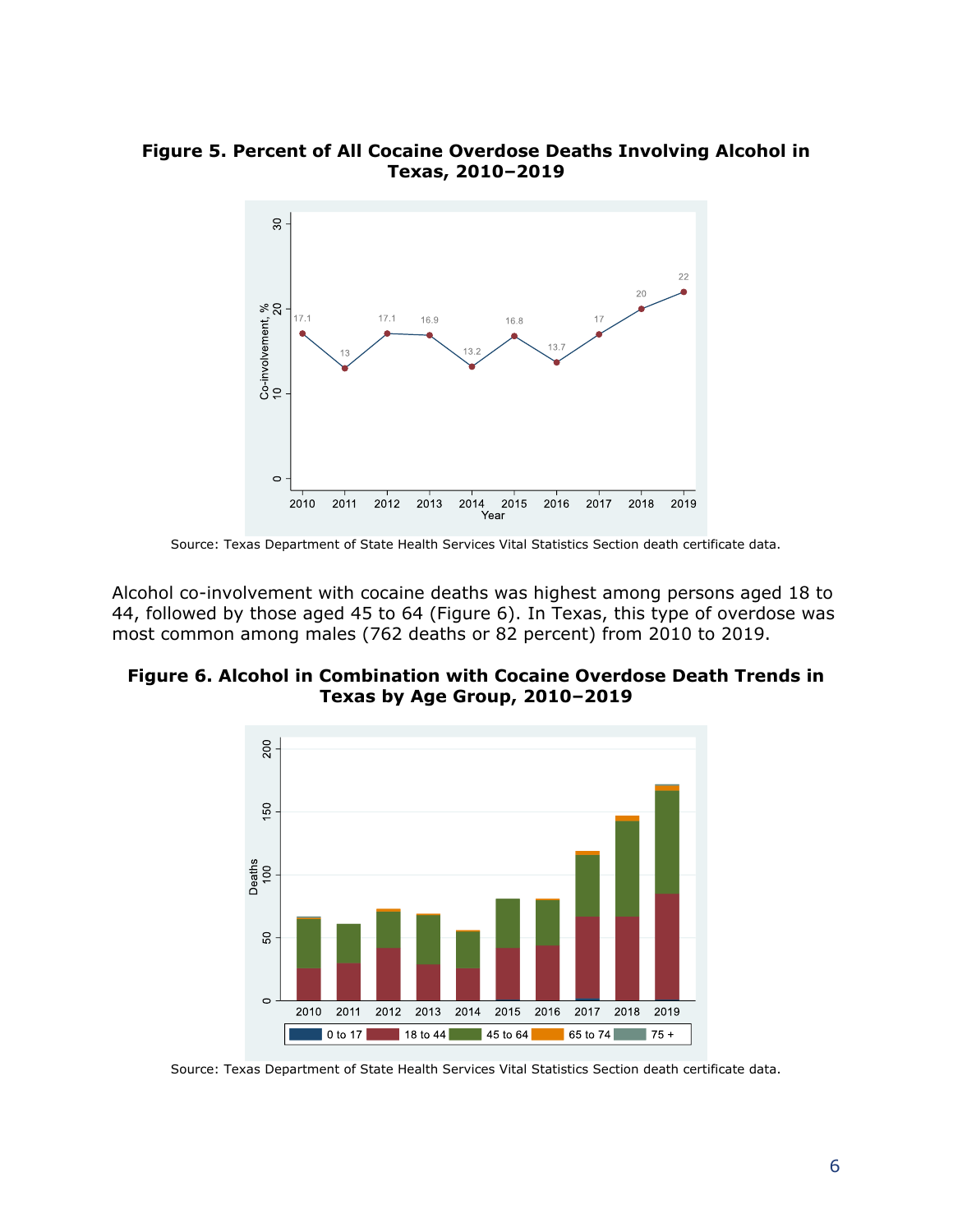**Figure 5. Percent of All Cocaine Overdose Deaths Involving Alcohol in Texas, 2010–2019**

Source: Texas Department of State Health Services Vital Statistics Section death certificate data.

Alcohol co-involvement with cocaine deaths was highest among persons aged 18 to 44, followed by those aged 45 to 64 (Figure 6). In Texas, this type of overdose was most common among males (762 deaths or 82 percent) from 2010 to 2019.

**Figure 6. Alcohol in Combination with Cocaine Overdose Death Trends in Texas by Age Group, 2010–2019**

Source: Texas Department of State Health Services Vital Statistics Section death certificate data.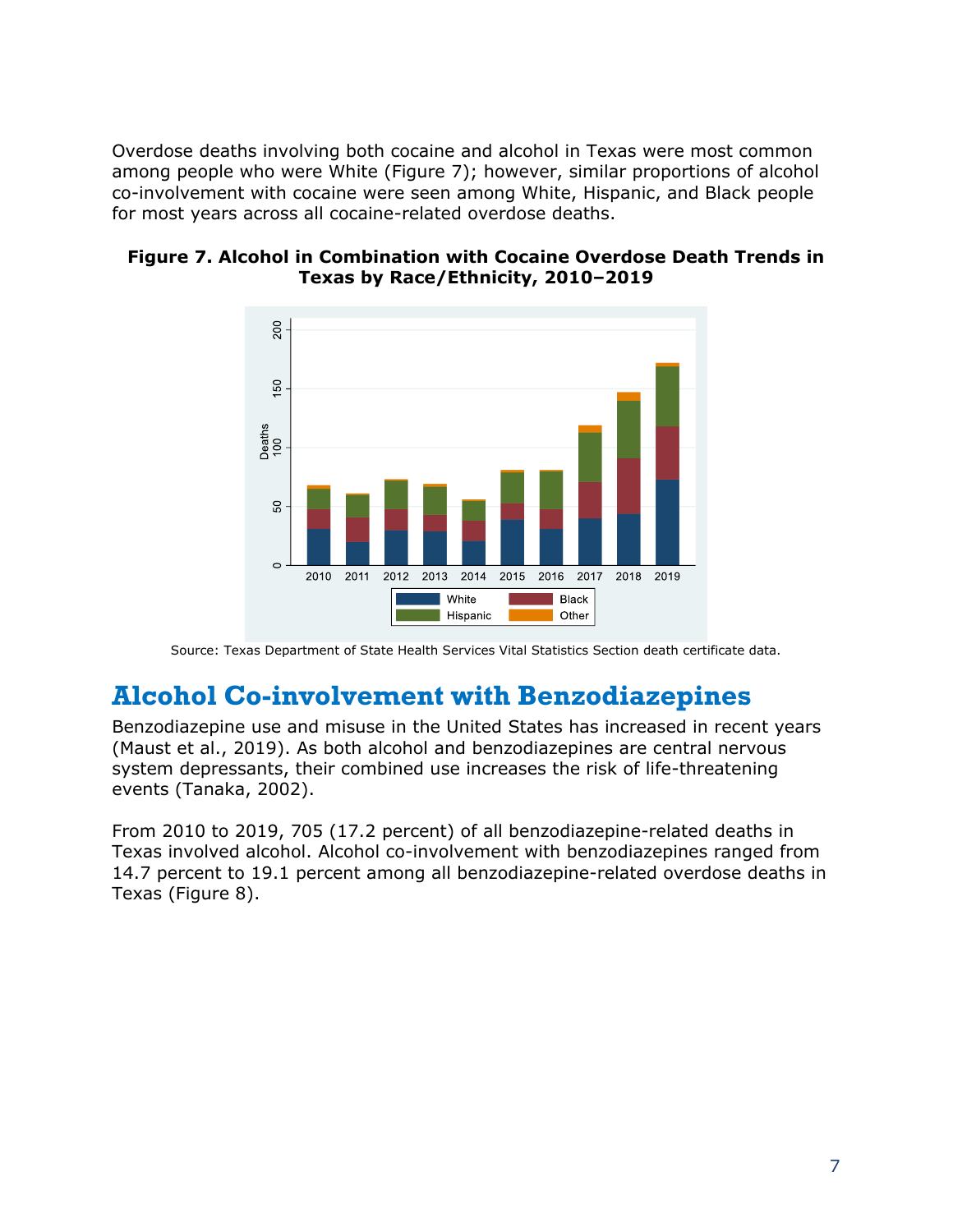Overdose deaths involving both cocaine and alcohol in Texas were most common among people who were White (Figure 7); however, similar proportions of alcohol co-involvement with cocaine were seen among White, Hispanic, and Black people for most years across all cocaine-related overdose deaths.

**Figure 7. Alcohol in Combination with Cocaine Overdose Death Trends in Texas by Race/Ethnicity, 2010–2019**

Source: Texas Department of State Health Services Vital Statistics Section death certificate data.

## Alcohol Co-involvement with Benzodiazepines

Benzodiazepine use and misuse in the United States has increased in recent years (Maust et al., 2019). As both alcohol and benzodiazepines are central nervous system depressants, their combined use increases the risk of life-threatening events (Tanaka, 2002).

From 2010 to 2019, 705 (17.2 percent) of all benzodiazepine-related deaths in Texas involved alcohol. Alcohol co-involvement with benzodiazepines ranged from 14.7 percent to 19.1 percent among all benzodiazepine-related overdose deaths in Texas (Figure 8).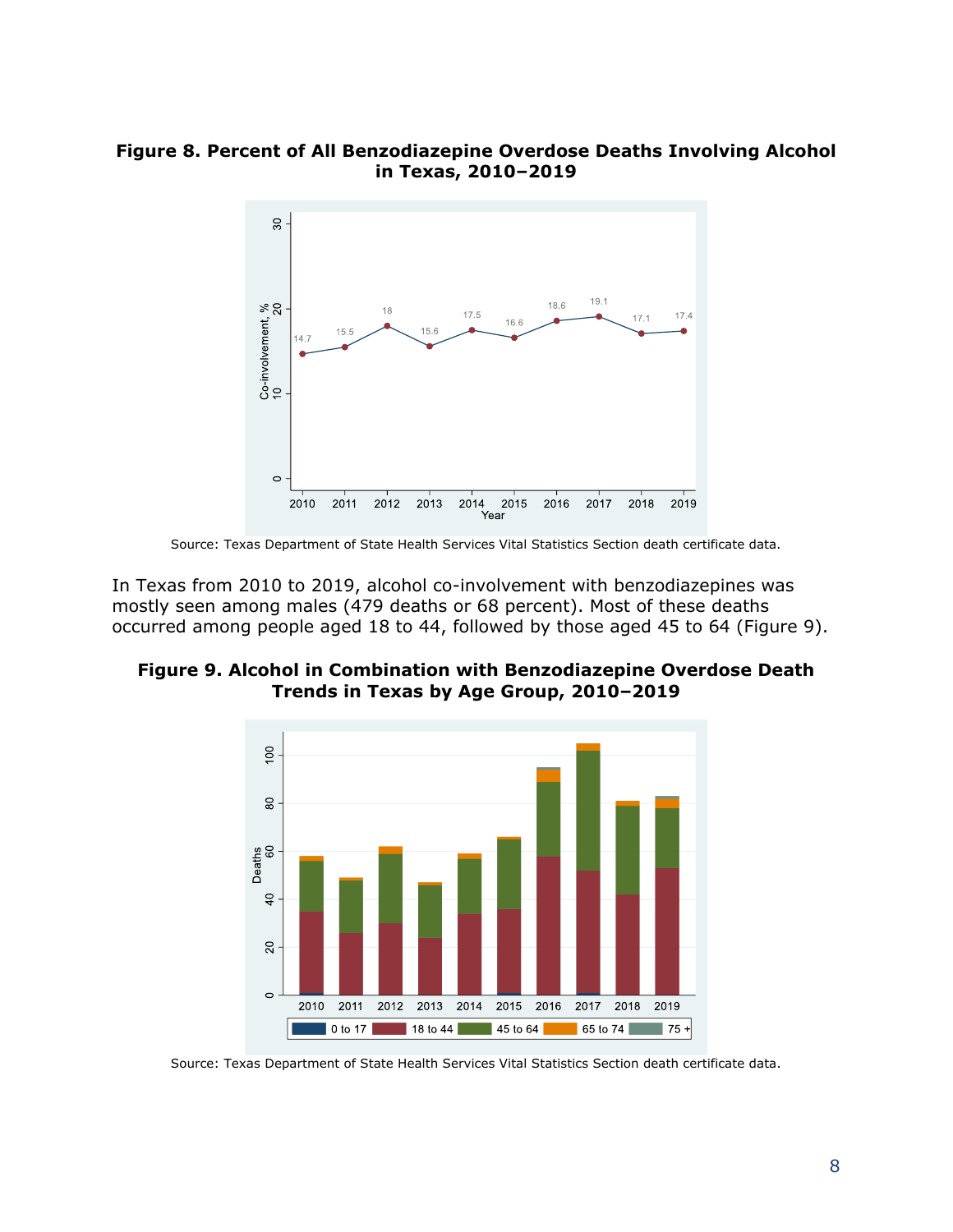**Figure 8. Percent of All Benzodiazepine Overdose Deaths Involving Alcohol in Texas, 2010–2019**

Source: Texas Department of State Health Services Vital Statistics Section death certificate data.

In Texas from 2010 to 2019, alcohol co-involvement with benzodiazepines was mostly seen among males (479 deaths or 68 percent). Most of these deaths occurred among people aged 18 to 44, followed by those aged 45 to 64 (Figure 9).

**Figure 9. Alcohol in Combination with Benzodiazepine Overdose Death Trends in Texas by Age Group, 2010–2019**

Source: Texas Department of State Health Services Vital Statistics Section death certificate data.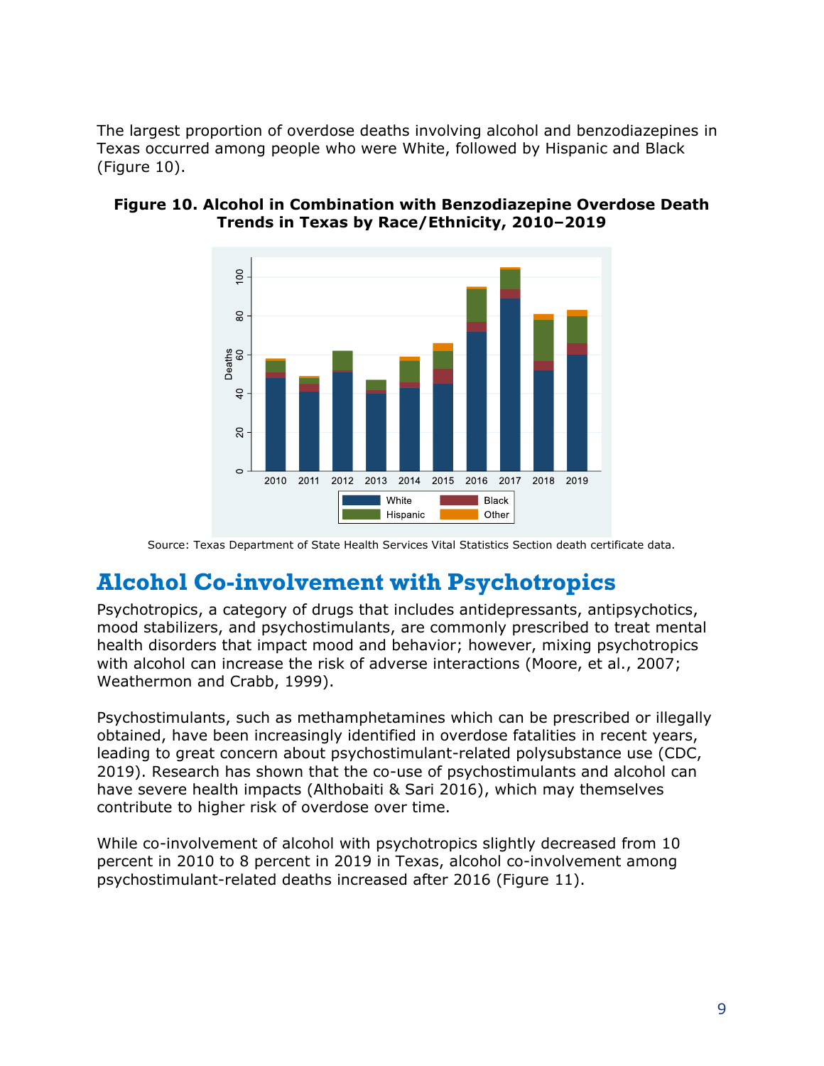The largest proportion of overdose deaths involving alcohol and benzodiazepines in Texas occurred among people who were White, followed by Hispanic and Black (Figure 10).

**Figure 10. Alcohol in Combination with Benzodiazepine Overdose Death Trends in Texas by Race/Ethnicity, 2010–2019**

Source: Texas Department of State Health Services Vital Statistics Section death certificate data.

## Alcohol Co-involvement with Psychotropics

Psychotropics, a category of drugs that includes antidepressants, antipsychotics, mood stabilizers, and psychostimulants, are commonly prescribed to treat mental health disorders that impact mood and behavior; however, mixing psychotropics with alcohol can increase the risk of adverse interactions (Moore, et al., 2007; Weathermon and Crabb, 1999).

Psychostimulants, such as methamphetamines which can be prescribed or illegally obtained, have been increasingly identified in overdose fatalities in recent years, leading to great concern about psychostimulant-related polysubstance use (CDC, 2019). Research has shown that the co-use of psychostimulants and alcohol can have severe health impacts (Althobaiti & Sari 2016), which may themselves contribute to higher risk of overdose over time.

While co-involvement of alcohol with psychotropics slightly decreased from 10 percent in 2010 to 8 percent in 2019 in Texas, alcohol co-involvement among psychostimulant-related deaths increased after 2016 (Figure 11).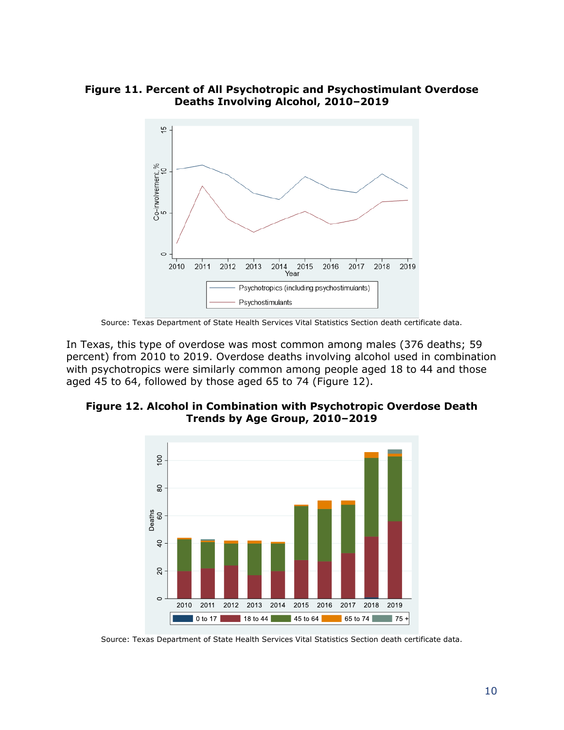**Figure 11. Percent of All Psychotropic and Psychostimulant Overdose Deaths Involving Alcohol, 2010–2019**

Source: Texas Department of State Health Services Vital Statistics Section death certificate data.

In Texas, this type of overdose was most common among males (376 deaths; 59 percent) from 2010 to 2019. Overdose deaths involving alcohol used in combination with psychotropics were similarly common among people aged 18 to 44 and those aged 45 to 64, followed by those aged 65 to 74 (Figure 12).

**Figure 12. Alcohol in Combination with Psychotropic Overdose Death Trends by Age Group, 2010–2019**

Source: Texas Department of State Health Services Vital Statistics Section death certificate data.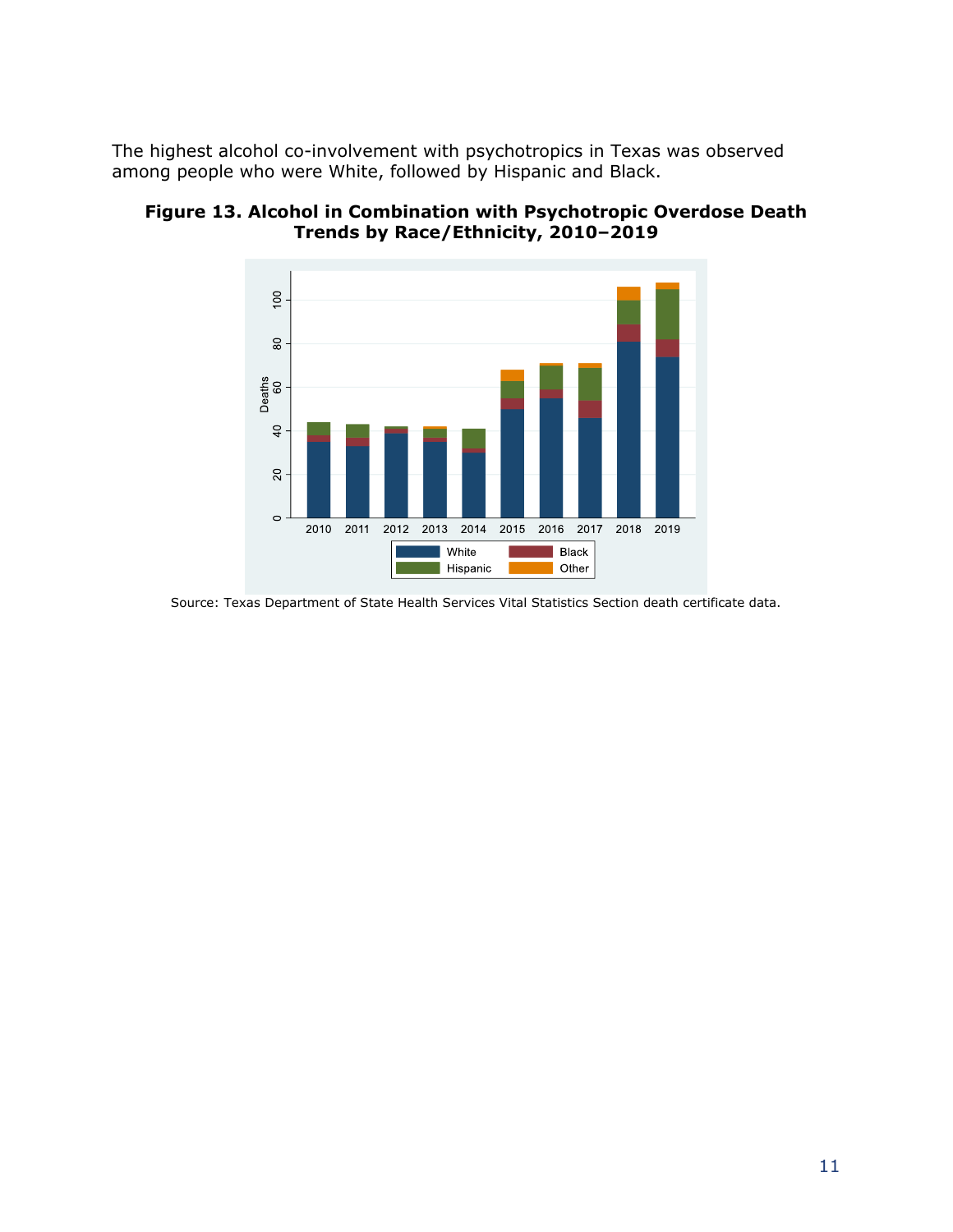The highest alcohol co-involvement with psychotropics in Texas was observed among people who were White, followed by Hispanic and Black.

**Figure 13. Alcohol in Combination with Psychotropic Overdose Death Trends by Race/Ethnicity, 2010–2019**

Source: Texas Department of State Health Services Vital Statistics Section death certificate data.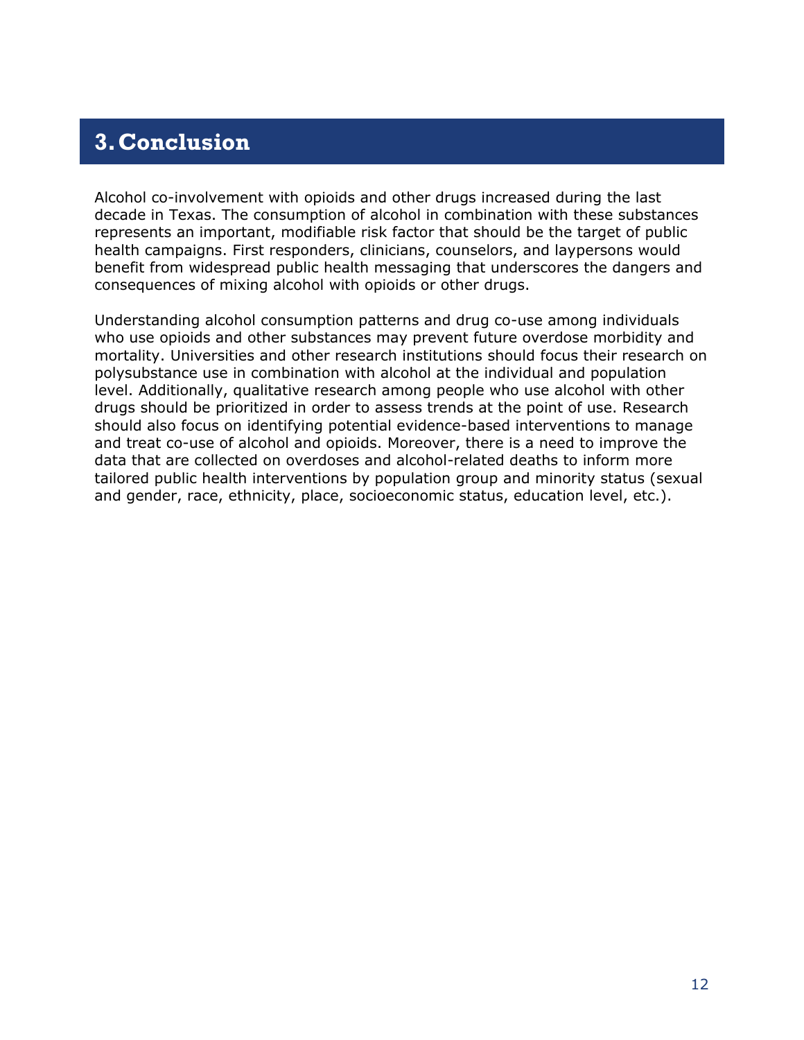# 3. Conclusion

Alcohol co-involvement with opioids and other drugs increased during the last decade in Texas. The consumption of alcohol in combination with these substances represents an important, modifiable risk factor that should be the target of public health campaigns. First responders, clinicians, counselors, and laypersons would benefit from widespread public health messaging that underscores the dangers and consequences of mixing alcohol with opioids or other drugs.

Understanding alcohol consumption patterns and drug co-use among individuals who use opioids and other substances may prevent future overdose morbidity and mortality. Universities and other research institutions should focus their research on polysubstance use in combination with alcohol at the individual and population level. Additionally, qualitative research among people who use alcohol with other drugs should be prioritized in order to assess trends at the point of use. Research should also focus on identifying potential evidence-based interventions to manage and treat co-use of alcohol and opioids. Moreover, there is a need to improve the data that are collected on overdoses and alcohol-related deaths to inform more tailored public health interventions by population group and minority status (sexual and gender, race, ethnicity, place, socioeconomic status, education level, etc.).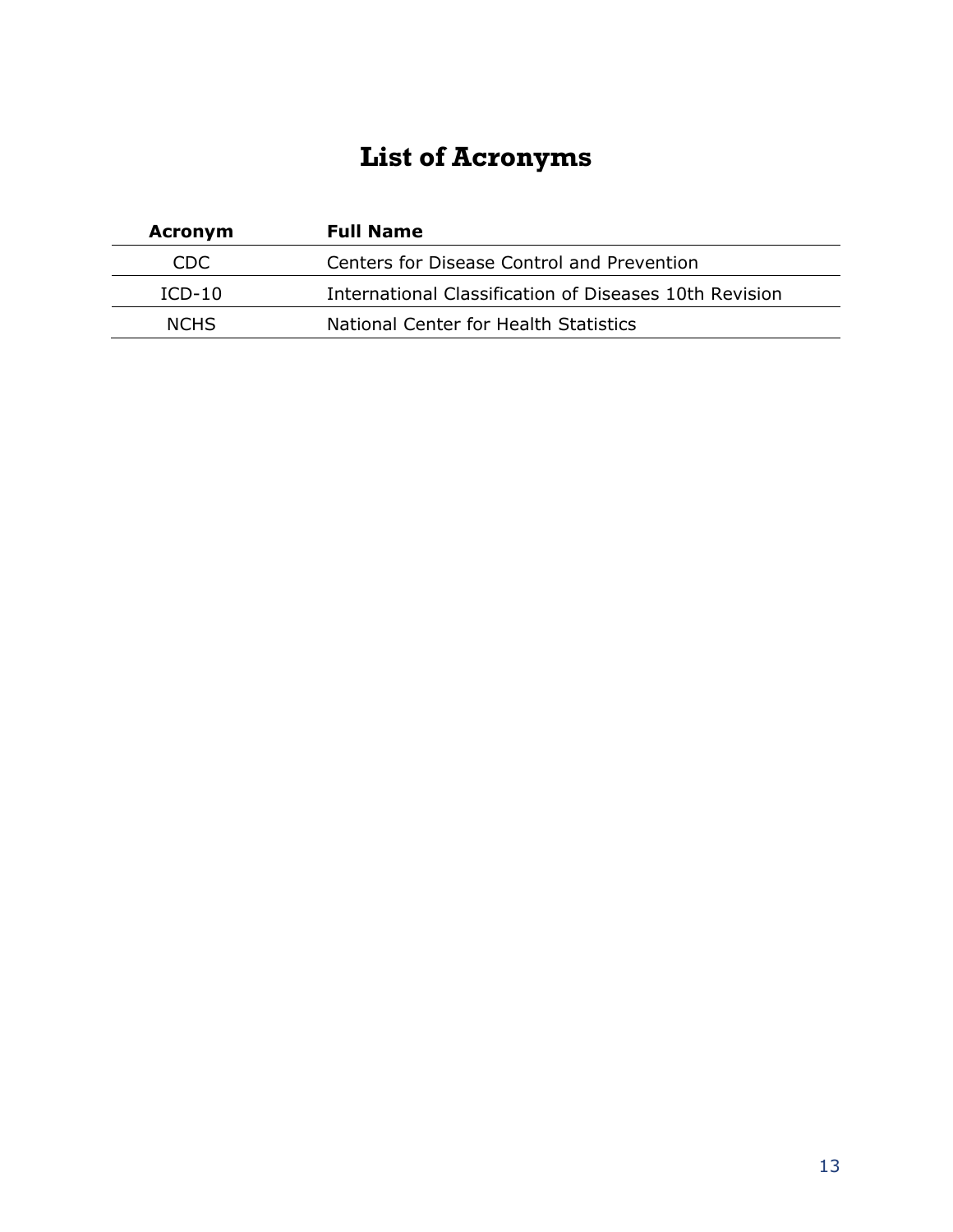# List of Acronyms

| Acronym | Full Name |
|---|---|
| CDC | Centers for Disease Control and Prevention |
| ICD-10 | International Classification of Diseases 10th Revision |
| NCHS | National Center for Health Statistics |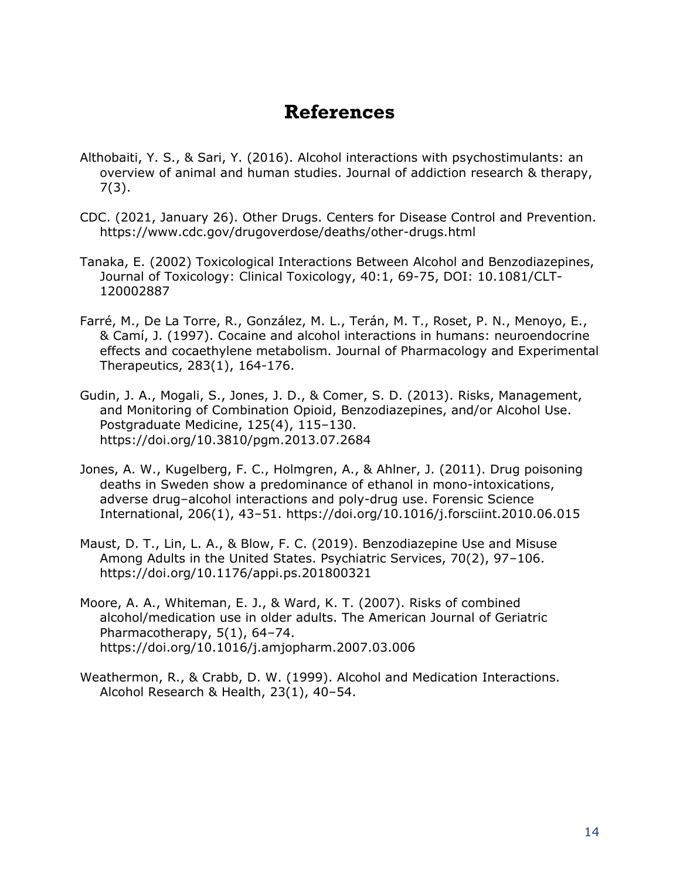# References

Althobaiti, Y. S., & Sari, Y. (2016). Alcohol interactions with psychostimulants: an overview of animal and human studies. Journal of addiction research & therapy, 7(3).

CDC. (2021, January 26). Other Drugs. Centers for Disease Control and Prevention. https://www.cdc.gov/drugoverdose/deaths/other-drugs.html

Tanaka, E. (2002) Toxicological Interactions Between Alcohol and Benzodiazepines, Journal of Toxicology: Clinical Toxicology, 40:1, 69-75, DOI: 10.1081/CLT-120002887

Farré, M., De La Torre, R., González, M. L., Terán, M. T., Roset, P. N., Menoyo, E., & Camí, J. (1997). Cocaine and alcohol interactions in humans: neuroendocrine effects and cocaethylene metabolism. Journal of Pharmacology and Experimental Therapeutics, 283(1), 164-176.

Gudin, J. A., Mogali, S., Jones, J. D., & Comer, S. D. (2013). Risks, Management, and Monitoring of Combination Opioid, Benzodiazepines, and/or Alcohol Use. Postgraduate Medicine, 125(4), 115–130. https://doi.org/10.3810/pgm.2013.07.2684

Jones, A. W., Kugelberg, F. C., Holmgren, A., & Ahlner, J. (2011). Drug poisoning deaths in Sweden show a predominance of ethanol in mono-intoxications, adverse drug–alcohol interactions and poly-drug use. Forensic Science International, 206(1), 43–51. https://doi.org/10.1016/j.forsciint.2010.06.015

Maust, D. T., Lin, L. A., & Blow, F. C. (2019). Benzodiazepine Use and Misuse Among Adults in the United States. Psychiatric Services, 70(2), 97–106. https://doi.org/10.1176/appi.ps.201800321

Moore, A. A., Whiteman, E. J., & Ward, K. T. (2007). Risks of combined alcohol/medication use in older adults. The American Journal of Geriatric Pharmacotherapy, 5(1), 64–74. https://doi.org/10.1016/j.amjopharm.2007.03.006

Weathermon, R., & Crabb, D. W. (1999). Alcohol and Medication Interactions. Alcohol Research & Health, 23(1), 40–54.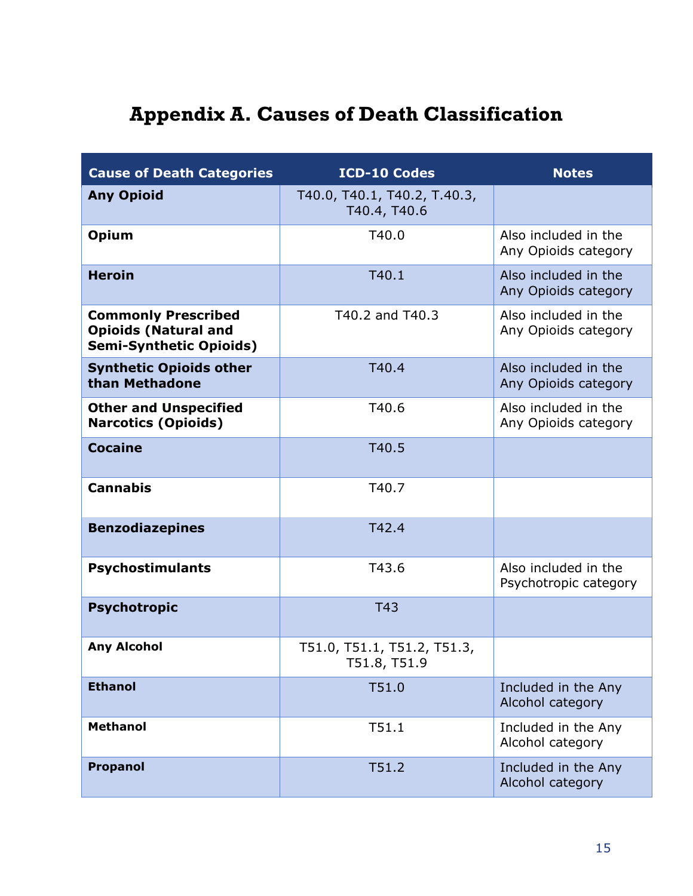# Appendix A. Causes of Death Classification

| Cause of Death Categories | ICD-10 Codes | Notes |
|---|---|---|
| **Any Opioid** | T40.0, T40.1, T40.2, T.40.3, T40.4, T40.6 | |
| **Opium** | T40.0 | Also included in the Any Opioids category |
| **Heroin** | T40.1 | Also included in the Any Opioids category |
| **Commonly Prescribed Opioids (Natural and Semi-Synthetic Opioids)** | T40.2 and T40.3 | Also included in the Any Opioids category |
| **Synthetic Opioids other than Methadone** | T40.4 | Also included in the Any Opioids category |
| **Other and Unspecified Narcotics (Opioids)** | T40.6 | Also included in the Any Opioids category |
| **Cocaine** | T40.5 | |
| **Cannabis** | T40.7 | |
| **Benzodiazepines** | T42.4 | |
| **Psychostimulants** | T43.6 | Also included in the Psychotropic category |
| **Psychotropic** | T43 | |
| **Any Alcohol** | T51.0, T51.1, T51.2, T51.3, T51.8, T51.9 | |
| **Ethanol** | T51.0 | Included in the Any Alcohol category |
| **Methanol** | T51.1 | Included in the Any Alcohol category |
| **Propanol** | T51.2 | Included in the Any Alcohol category |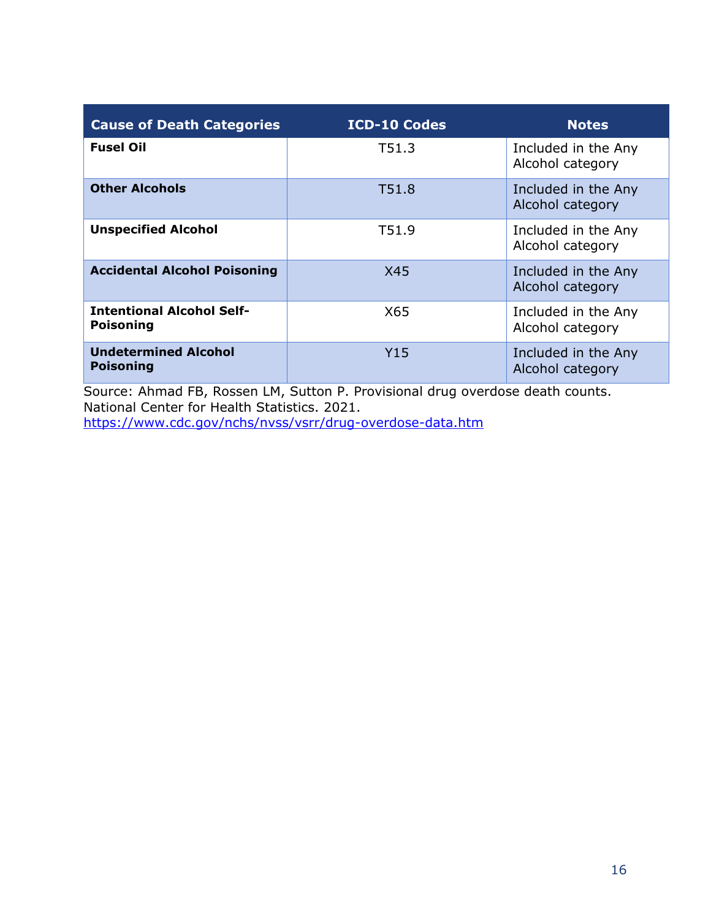| Cause of Death Categories | ICD-10 Codes | Notes |
|---|---|---|
| **Fusel Oil** | T51.3 | Included in the Any Alcohol category |
| **Other Alcohols** | T51.8 | Included in the Any Alcohol category |
| **Unspecified Alcohol** | T51.9 | Included in the Any Alcohol category |
| **Accidental Alcohol Poisoning** | X45 | Included in the Any Alcohol category |
| **Intentional Alcohol Self-Poisoning** | X65 | Included in the Any Alcohol category |
| **Undetermined Alcohol Poisoning** | Y15 | Included in the Any Alcohol category |

Source: Ahmad FB, Rossen LM, Sutton P. Provisional drug overdose death counts. National Center for Health Statistics. 2021. https://www.cdc.gov/nchs/nvss/vsrr/drug-overdose-data.htm